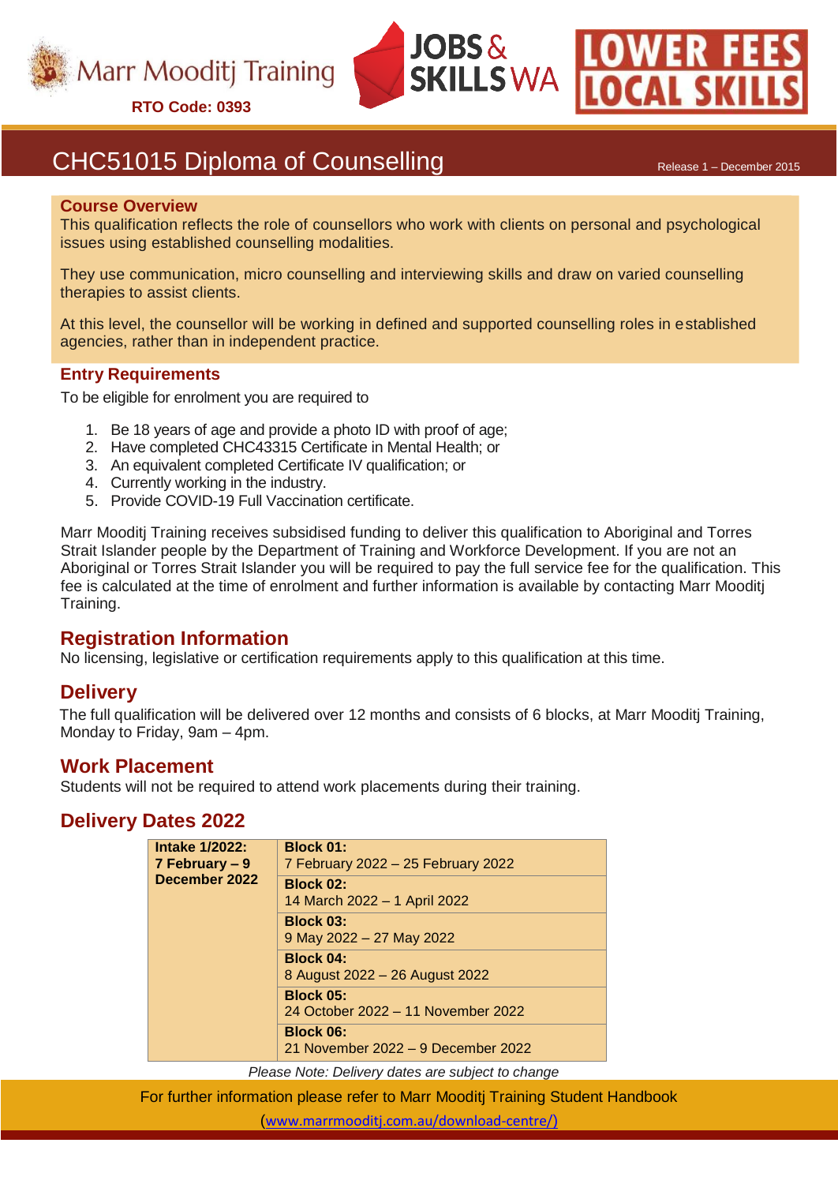Marr Mooditj Training

**RTO Code: 0393**

JOBS & SKILLS WA

LOWER FEES LOCAL SKILLS

# CHC51015 Diploma of Counselling

Release 1 – December 2015

## Course Overview

This qualification reflects the role of counsellors who work with clients on personal and psychological issues using established counselling modalities.

They use communication, micro counselling and interviewing skills and draw on varied counselling therapies to assist clients.

At this level, the counsellor will be working in defined and supported counselling roles in established agencies, rather than in independent practice.

## Entry Requirements

To be eligible for enrolment you are required to

1. Be 18 years of age and provide a photo ID with proof of age;
2. Have completed CHC43315 Certificate in Mental Health; or
3. An equivalent completed Certificate IV qualification; or
4. Currently working in the industry.
5. Provide COVID-19 Full Vaccination certificate.

Marr Mooditj Training receives subsidised funding to deliver this qualification to Aboriginal and Torres Strait Islander people by the Department of Training and Workforce Development. If you are not an Aboriginal or Torres Strait Islander you will be required to pay the full service fee for the qualification. This fee is calculated at the time of enrolment and further information is available by contacting Marr Mooditj Training.

## Registration Information

No licensing, legislative or certification requirements apply to this qualification at this time.

## Delivery

The full qualification will be delivered over 12 months and consists of 6 blocks, at Marr Mooditj Training, Monday to Friday, 9am – 4pm.

## Work Placement

Students will not be required to attend work placements during their training.

## Delivery Dates 2022

| Intake | Blocks |
|---|---|
| **Intake 1/2022: 7 February – 9 December 2022** | **Block 01:** 7 February 2022 – 25 February 2022 |
| | **Block 02:** 14 March 2022 – 1 April 2022 |
| | **Block 03:** 9 May 2022 – 27 May 2022 |
| | **Block 04:** 8 August 2022 – 26 August 2022 |
| | **Block 05:** 24 October 2022 – 11 November 2022 |
| | **Block 06:** 21 November 2022 – 9 December 2022 |

*Please Note: Delivery dates are subject to change*

For further information please refer to Marr Mooditj Training Student Handbook (www.marrmooditj.com.au/download-centre/)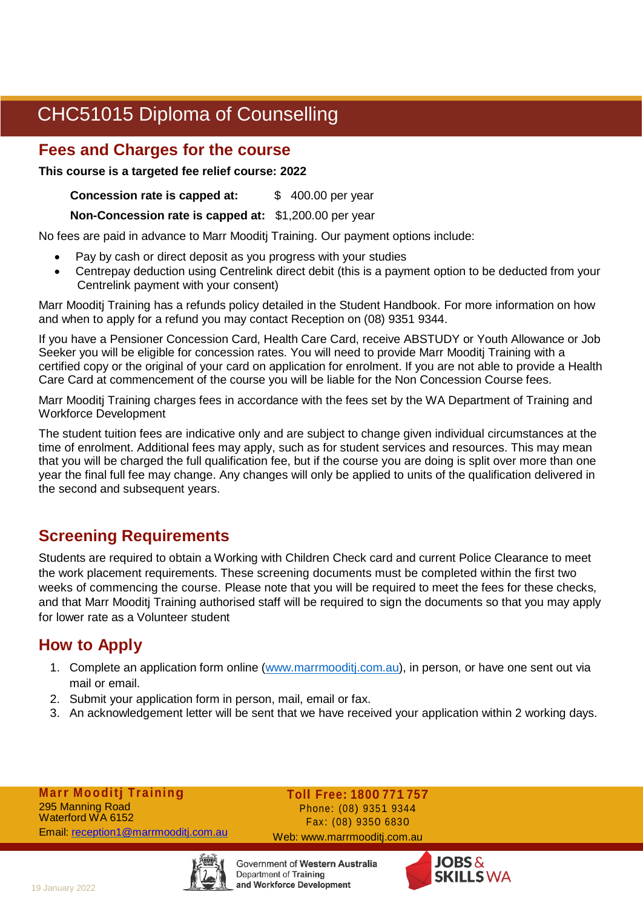# CHC51015 Diploma of Counselling

## Fees and Charges for the course

**This course is a targeted fee relief course: 2022**

**Concession rate is capped at:** $ 400.00 per year

**Non-Concession rate is capped at:** $1,200.00 per year

No fees are paid in advance to Marr Mooditj Training. Our payment options include:

- Pay by cash or direct deposit as you progress with your studies
- Centrepay deduction using Centrelink direct debit (this is a payment option to be deducted from your Centrelink payment with your consent)

Marr Mooditj Training has a refunds policy detailed in the Student Handbook. For more information on how and when to apply for a refund you may contact Reception on (08) 9351 9344.

If you have a Pensioner Concession Card, Health Care Card, receive ABSTUDY or Youth Allowance or Job Seeker you will be eligible for concession rates. You will need to provide Marr Mooditj Training with a certified copy or the original of your card on application for enrolment. If you are not able to provide a Health Care Card at commencement of the course you will be liable for the Non Concession Course fees.

Marr Mooditj Training charges fees in accordance with the fees set by the WA Department of Training and Workforce Development

The student tuition fees are indicative only and are subject to change given individual circumstances at the time of enrolment. Additional fees may apply, such as for student services and resources. This may mean that you will be charged the full qualification fee, but if the course you are doing is split over more than one year the final full fee may change. Any changes will only be applied to units of the qualification delivered in the second and subsequent years.

## Screening Requirements

Students are required to obtain a Working with Children Check card and current Police Clearance to meet the work placement requirements. These screening documents must be completed within the first two weeks of commencing the course. Please note that you will be required to meet the fees for these checks, and that Marr Mooditj Training authorised staff will be required to sign the documents so that you may apply for lower rate as a Volunteer student

## How to Apply

1. Complete an application form online (www.marrmooditj.com.au), in person, or have one sent out via mail or email.
2. Submit your application form in person, mail, email or fax.
3. An acknowledgement letter will be sent that we have received your application within 2 working days.

**Marr Mooditj Training**
295 Manning Road
Waterford WA 6152
Email: reception1@marrmooditj.com.au

**Toll Free: 1800 771 757**
Phone: (08) 9351 9344
Fax: (08) 9350 6830
Web: www.marrmooditj.com.au

Government of Western Australia
Department of Training and Workforce Development

JOBS & SKILLS WA

19 January 2022